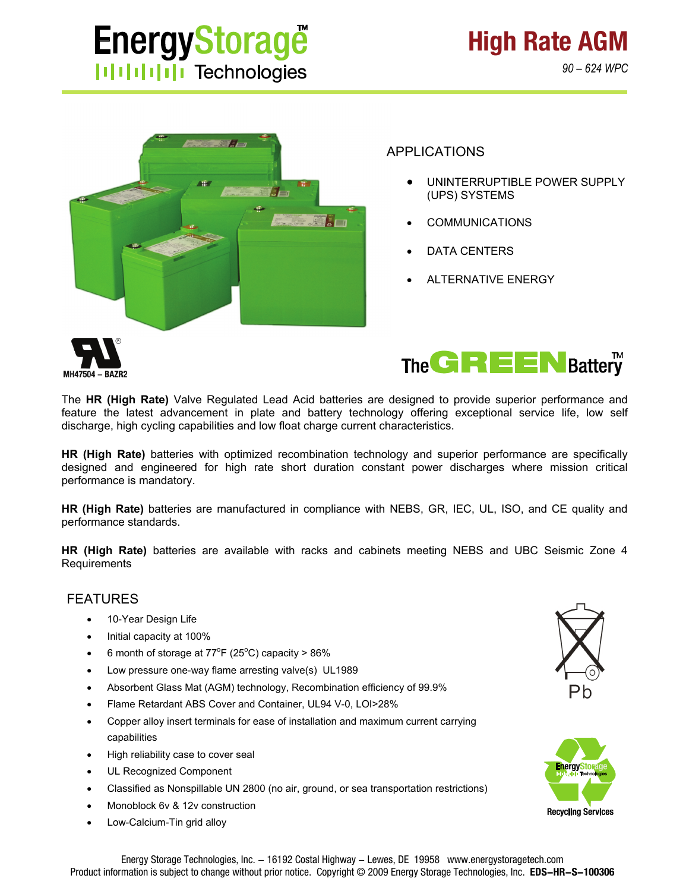# EnergyStorage Technologies

## High Rate AGM

*90 – 624 WPC*

## APPLICATIONS

- UNINTERRUPTIBLE POWER SUPPLY (UPS) SYSTEMS
- COMMUNICATIONS
- DATA CENTERS
- ALTERNATIVE ENERGY

MH47504 – BAZR2

The GREEN Battery™

The **HR (High Rate)** Valve Regulated Lead Acid batteries are designed to provide superior performance and feature the latest advancement in plate and battery technology offering exceptional service life, low self discharge, high cycling capabilities and low float charge current characteristics.

**HR (High Rate)** batteries with optimized recombination technology and superior performance are specifically designed and engineered for high rate short duration constant power discharges where mission critical performance is mandatory.

**HR (High Rate)** batteries are manufactured in compliance with NEBS, GR, IEC, UL, ISO, and CE quality and performance standards.

**HR (High Rate)** batteries are available with racks and cabinets meeting NEBS and UBC Seismic Zone 4 Requirements

## FEATURES

- 10-Year Design Life
- Initial capacity at 100%
- 6 month of storage at 77°F (25°C) capacity > 86%
- Low pressure one-way flame arresting valve(s) UL1989
- Absorbent Glass Mat (AGM) technology, Recombination efficiency of 99.9%
- Flame Retardant ABS Cover and Container, UL94 V-0, LOI>28%
- Copper alloy insert terminals for ease of installation and maximum current carrying capabilities
- High reliability case to cover seal
- UL Recognized Component
- Classified as Nonspillable UN 2800 (no air, ground, or sea transportation restrictions)
- Monoblock 6v & 12v construction
- Low-Calcium-Tin grid alloy

Pb

Recycling Services

Energy Storage Technologies, Inc. – 16192 Costal Highway – Lewes, DE 19958 www.energystoragetech.com
Product information is subject to change without prior notice. Copyright © 2009 Energy Storage Technologies, Inc. **EDS–HR–S–100306**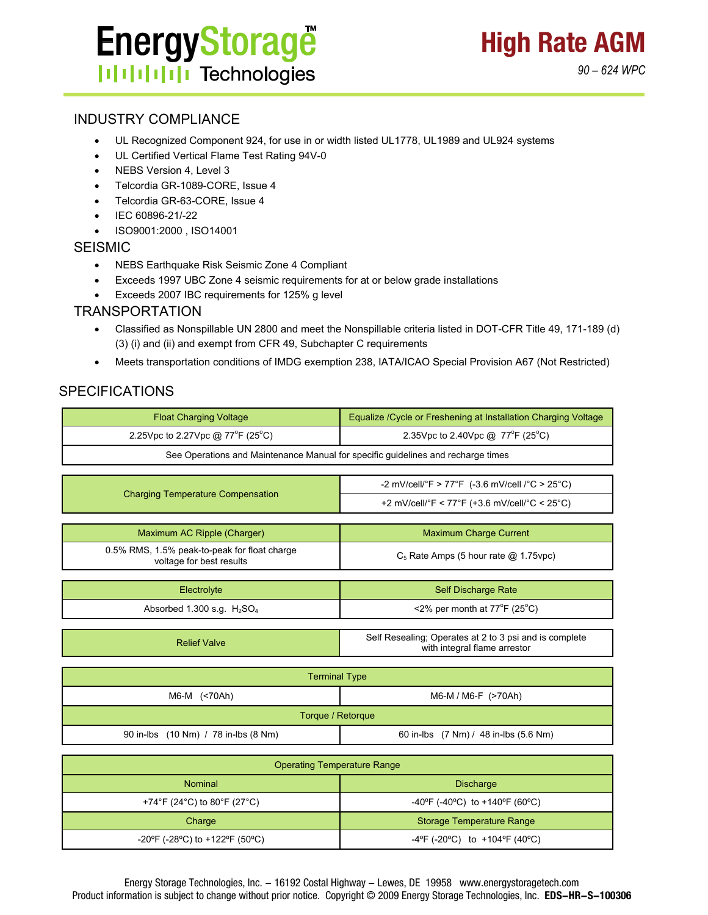EnergyStorage™ Technologies

# High Rate AGM

*90 – 624 WPC*

## INDUSTRY COMPLIANCE

- UL Recognized Component 924, for use in or width listed UL1778, UL1989 and UL924 systems
- UL Certified Vertical Flame Test Rating 94V-0
- NEBS Version 4, Level 3
- Telcordia GR-1089-CORE, Issue 4
- Telcordia GR-63-CORE, Issue 4
- IEC 60896-21/-22
- ISO9001:2000 , ISO14001

## SEISMIC

- NEBS Earthquake Risk Seismic Zone 4 Compliant
- Exceeds 1997 UBC Zone 4 seismic requirements for at or below grade installations
- Exceeds 2007 IBC requirements for 125% g level

## TRANSPORTATION

- Classified as Nonspillable UN 2800 and meet the Nonspillable criteria listed in DOT-CFR Title 49, 171-189 (d) (3) (i) and (ii) and exempt from CFR 49, Subchapter C requirements
- Meets transportation conditions of IMDG exemption 238, IATA/ICAO Special Provision A67 (Not Restricted)

## SPECIFICATIONS

| Float Charging Voltage | Equalize /Cycle or Freshening at Installation Charging Voltage |
|---|---|
| 2.25Vpc to 2.27Vpc @ 77°F (25°C) | 2.35Vpc to 2.40Vpc @ 77°F (25°C) |
| See Operations and Maintenance Manual for specific guidelines and recharge times | |

| Charging Temperature Compensation | |
|---|---|
| | -2 mV/cell/°F > 77°F (-3.6 mV/cell /°C > 25°C) |
| | +2 mV/cell/°F < 77°F (+3.6 mV/cell/°C < 25°C) |

| Maximum AC Ripple (Charger) | Maximum Charge Current |
|---|---|
| 0.5% RMS, 1.5% peak-to-peak for float charge voltage for best results | $C_5$ Rate Amps (5 hour rate @ 1.75vpc) |

| Electrolyte | Self Discharge Rate |
|---|---|
| Absorbed 1.300 s.g. $H_2SO_4$ | <2% per month at 77°F (25°C) |

| Relief Valve | Self Resealing; Operates at 2 to 3 psi and is complete with integral flame arrestor |
|---|---|

| Terminal Type | |
|---|---|
| M6-M (<70Ah) | M6-M / M6-F (>70Ah) |
| **Torque / Retorque** | |
| 90 in-lbs (10 Nm) / 78 in-lbs (8 Nm) | 60 in-lbs (7 Nm) / 48 in-lbs (5.6 Nm) |

| Operating Temperature Range | |
|---|---|
| **Nominal** | **Discharge** |
| +74°F (24°C) to 80°F (27°C) | -40ºF (-40ºC) to +140ºF (60ºC) |
| **Charge** | **Storage Temperature Range** |
| -20ºF (-28ºC) to +122ºF (50ºC) | -4ºF (-20ºC) to +104ºF (40ºC) |

Energy Storage Technologies, Inc. – 16192 Costal Highway – Lewes, DE 19958 www.energystoragetech.com
Product information is subject to change without prior notice. Copyright © 2009 Energy Storage Technologies, Inc. **EDS–HR–S–100306**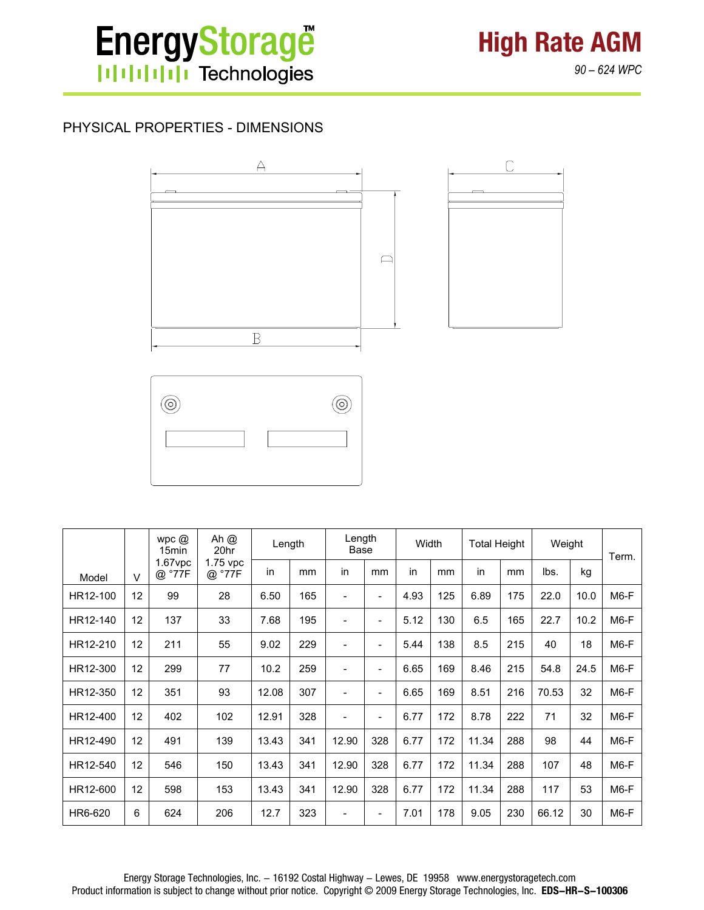# High Rate AGM

*90 – 624 WPC*

## PHYSICAL PROPERTIES - DIMENSIONS

| Model | V | wpc @ 15min 1.67vpc @ °77F | Ah @ 20hr 1.75 vpc @ °77F | Length | | Length Base | | Width | | Total Height | | Weight | | Term. |
|---|---|---|---|---|---|---|---|---|---|---|---|---|---|---|
| | | | | in | mm | in | mm | in | mm | in | mm | lbs. | kg | |
| HR12-100 | 12 | 99 | 28 | 6.50 | 165 | - | - | 4.93 | 125 | 6.89 | 175 | 22.0 | 10.0 | M6-F |
| HR12-140 | 12 | 137 | 33 | 7.68 | 195 | - | - | 5.12 | 130 | 6.5 | 165 | 22.7 | 10.2 | M6-F |
| HR12-210 | 12 | 211 | 55 | 9.02 | 229 | - | - | 5.44 | 138 | 8.5 | 215 | 40 | 18 | M6-F |
| HR12-300 | 12 | 299 | 77 | 10.2 | 259 | - | - | 6.65 | 169 | 8.46 | 215 | 54.8 | 24.5 | M6-F |
| HR12-350 | 12 | 351 | 93 | 12.08 | 307 | - | - | 6.65 | 169 | 8.51 | 216 | 70.53 | 32 | M6-F |
| HR12-400 | 12 | 402 | 102 | 12.91 | 328 | - | - | 6.77 | 172 | 8.78 | 222 | 71 | 32 | M6-F |
| HR12-490 | 12 | 491 | 139 | 13.43 | 341 | 12.90 | 328 | 6.77 | 172 | 11.34 | 288 | 98 | 44 | M6-F |
| HR12-540 | 12 | 546 | 150 | 13.43 | 341 | 12.90 | 328 | 6.77 | 172 | 11.34 | 288 | 107 | 48 | M6-F |
| HR12-600 | 12 | 598 | 153 | 13.43 | 341 | 12.90 | 328 | 6.77 | 172 | 11.34 | 288 | 117 | 53 | M6-F |
| HR6-620 | 6 | 624 | 206 | 12.7 | 323 | - | - | 7.01 | 178 | 9.05 | 230 | 66.12 | 30 | M6-F |

Energy Storage Technologies, Inc. – 16192 Costal Highway – Lewes, DE 19958 www.energystoragetech.com
Product information is subject to change without prior notice. Copyright © 2009 Energy Storage Technologies, Inc. **EDS–HR–S–100306**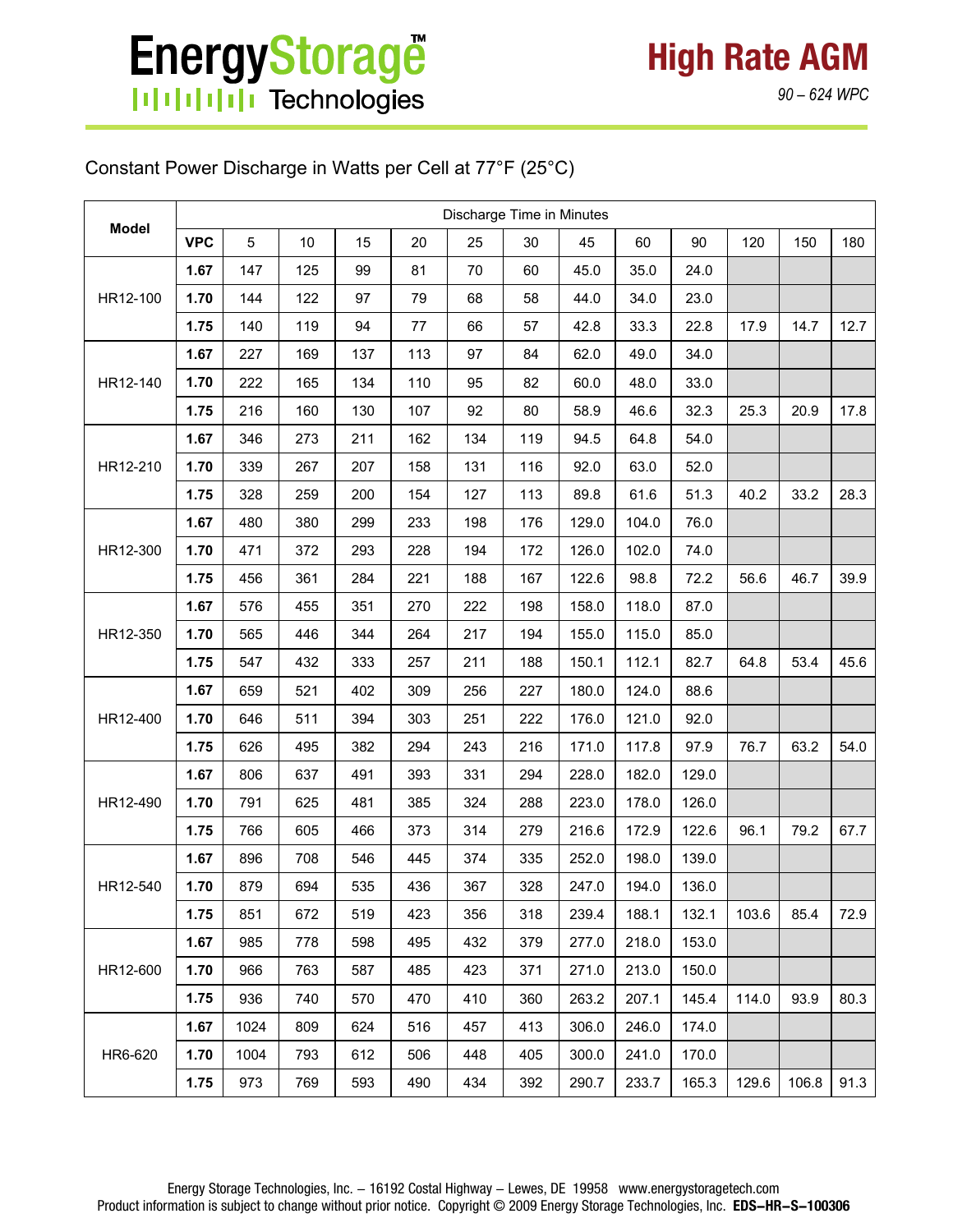# EnergyStorage™ Technologies

## High Rate AGM

*90 – 624 WPC*

Constant Power Discharge in Watts per Cell at 77°F (25°C)

| Model | Discharge Time in Minutes | | | | | | | | | | | | |
|---|---|---|---|---|---|---|---|---|---|---|---|---|---|
| | **VPC** | 5 | 10 | 15 | 20 | 25 | 30 | 45 | 60 | 90 | 120 | 150 | 180 |
| HR12-100 | **1.67** | 147 | 125 | 99 | 81 | 70 | 60 | 45.0 | 35.0 | 24.0 | | | |
| | **1.70** | 144 | 122 | 97 | 79 | 68 | 58 | 44.0 | 34.0 | 23.0 | | | |
| | **1.75** | 140 | 119 | 94 | 77 | 66 | 57 | 42.8 | 33.3 | 22.8 | 17.9 | 14.7 | 12.7 |
| HR12-140 | **1.67** | 227 | 169 | 137 | 113 | 97 | 84 | 62.0 | 49.0 | 34.0 | | | |
| | **1.70** | 222 | 165 | 134 | 110 | 95 | 82 | 60.0 | 48.0 | 33.0 | | | |
| | **1.75** | 216 | 160 | 130 | 107 | 92 | 80 | 58.9 | 46.6 | 32.3 | 25.3 | 20.9 | 17.8 |
| HR12-210 | **1.67** | 346 | 273 | 211 | 162 | 134 | 119 | 94.5 | 64.8 | 54.0 | | | |
| | **1.70** | 339 | 267 | 207 | 158 | 131 | 116 | 92.0 | 63.0 | 52.0 | | | |
| | **1.75** | 328 | 259 | 200 | 154 | 127 | 113 | 89.8 | 61.6 | 51.3 | 40.2 | 33.2 | 28.3 |
| HR12-300 | **1.67** | 480 | 380 | 299 | 233 | 198 | 176 | 129.0 | 104.0 | 76.0 | | | |
| | **1.70** | 471 | 372 | 293 | 228 | 194 | 172 | 126.0 | 102.0 | 74.0 | | | |
| | **1.75** | 456 | 361 | 284 | 221 | 188 | 167 | 122.6 | 98.8 | 72.2 | 56.6 | 46.7 | 39.9 |
| HR12-350 | **1.67** | 576 | 455 | 351 | 270 | 222 | 198 | 158.0 | 118.0 | 87.0 | | | |
| | **1.70** | 565 | 446 | 344 | 264 | 217 | 194 | 155.0 | 115.0 | 85.0 | | | |
| | **1.75** | 547 | 432 | 333 | 257 | 211 | 188 | 150.1 | 112.1 | 82.7 | 64.8 | 53.4 | 45.6 |
| HR12-400 | **1.67** | 659 | 521 | 402 | 309 | 256 | 227 | 180.0 | 124.0 | 88.6 | | | |
| | **1.70** | 646 | 511 | 394 | 303 | 251 | 222 | 176.0 | 121.0 | 92.0 | | | |
| | **1.75** | 626 | 495 | 382 | 294 | 243 | 216 | 171.0 | 117.8 | 97.9 | 76.7 | 63.2 | 54.0 |
| HR12-490 | **1.67** | 806 | 637 | 491 | 393 | 331 | 294 | 228.0 | 182.0 | 129.0 | | | |
| | **1.70** | 791 | 625 | 481 | 385 | 324 | 288 | 223.0 | 178.0 | 126.0 | | | |
| | **1.75** | 766 | 605 | 466 | 373 | 314 | 279 | 216.6 | 172.9 | 122.6 | 96.1 | 79.2 | 67.7 |
| HR12-540 | **1.67** | 896 | 708 | 546 | 445 | 374 | 335 | 252.0 | 198.0 | 139.0 | | | |
| | **1.70** | 879 | 694 | 535 | 436 | 367 | 328 | 247.0 | 194.0 | 136.0 | | | |
| | **1.75** | 851 | 672 | 519 | 423 | 356 | 318 | 239.4 | 188.1 | 132.1 | 103.6 | 85.4 | 72.9 |
| HR12-600 | **1.67** | 985 | 778 | 598 | 495 | 432 | 379 | 277.0 | 218.0 | 153.0 | | | |
| | **1.70** | 966 | 763 | 587 | 485 | 423 | 371 | 271.0 | 213.0 | 150.0 | | | |
| | **1.75** | 936 | 740 | 570 | 470 | 410 | 360 | 263.2 | 207.1 | 145.4 | 114.0 | 93.9 | 80.3 |
| HR6-620 | **1.67** | 1024 | 809 | 624 | 516 | 457 | 413 | 306.0 | 246.0 | 174.0 | | | |
| | **1.70** | 1004 | 793 | 612 | 506 | 448 | 405 | 300.0 | 241.0 | 170.0 | | | |
| | **1.75** | 973 | 769 | 593 | 490 | 434 | 392 | 290.7 | 233.7 | 165.3 | 129.6 | 106.8 | 91.3 |

Energy Storage Technologies, Inc. – 16192 Costal Highway – Lewes, DE 19958 www.energystoragetech.com
Product information is subject to change without prior notice. Copyright © 2009 Energy Storage Technologies, Inc. **EDS–HR–S–100306**